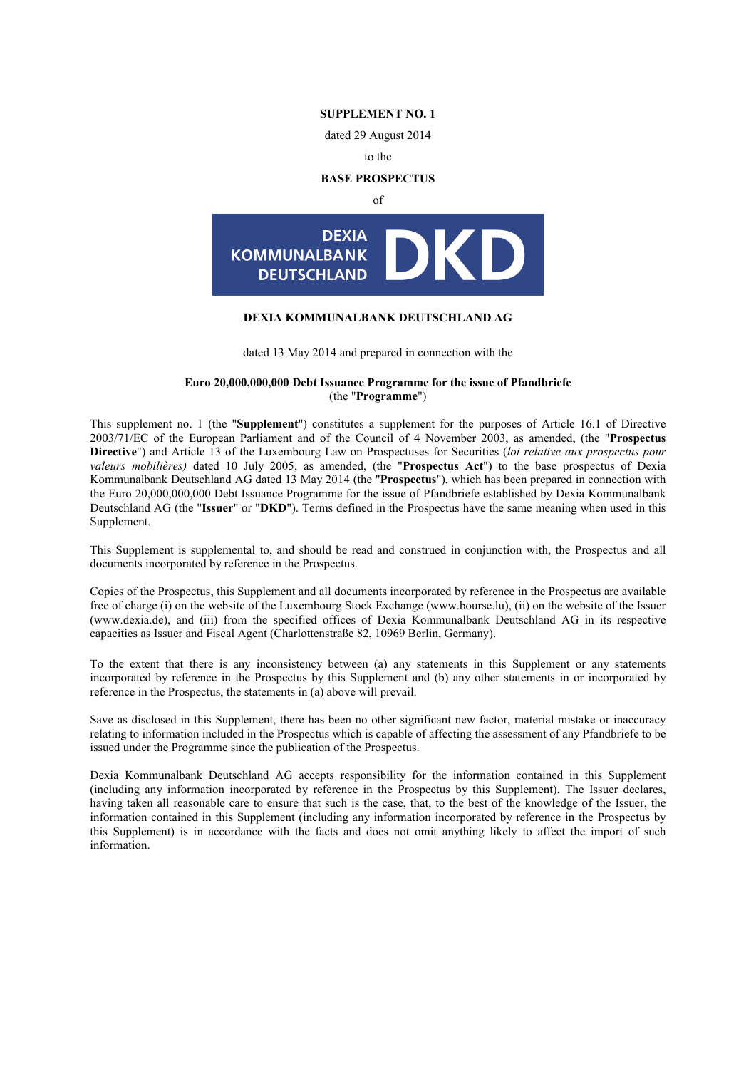**SUPPLEMENT NO. 1**

dated 29 August 2014

to the

**BASE PROSPECTUS**

of

DEXIA KOMMUNALBANK DEUTSCHLAND DKD

**DEXIA KOMMUNALBANK DEUTSCHLAND AG**

dated 13 May 2014 and prepared in connection with the

**Euro 20,000,000,000 Debt Issuance Programme for the issue of Pfandbriefe**
(the "**Programme**")

This supplement no. 1 (the "**Supplement**") constitutes a supplement for the purposes of Article 16.1 of Directive 2003/71/EC of the European Parliament and of the Council of 4 November 2003, as amended, (the "**Prospectus Directive**") and Article 13 of the Luxembourg Law on Prospectuses for Securities (*loi relative aux prospectus pour valeurs mobilières)* dated 10 July 2005, as amended, (the "**Prospectus Act**") to the base prospectus of Dexia Kommunalbank Deutschland AG dated 13 May 2014 (the "**Prospectus**"), which has been prepared in connection with the Euro 20,000,000,000 Debt Issuance Programme for the issue of Pfandbriefe established by Dexia Kommunalbank Deutschland AG (the "**Issuer**" or "**DKD**"). Terms defined in the Prospectus have the same meaning when used in this Supplement.

This Supplement is supplemental to, and should be read and construed in conjunction with, the Prospectus and all documents incorporated by reference in the Prospectus.

Copies of the Prospectus, this Supplement and all documents incorporated by reference in the Prospectus are available free of charge (i) on the website of the Luxembourg Stock Exchange (www.bourse.lu), (ii) on the website of the Issuer (www.dexia.de), and (iii) from the specified offices of Dexia Kommunalbank Deutschland AG in its respective capacities as Issuer and Fiscal Agent (Charlottenstraße 82, 10969 Berlin, Germany).

To the extent that there is any inconsistency between (a) any statements in this Supplement or any statements incorporated by reference in the Prospectus by this Supplement and (b) any other statements in or incorporated by reference in the Prospectus, the statements in (a) above will prevail.

Save as disclosed in this Supplement, there has been no other significant new factor, material mistake or inaccuracy relating to information included in the Prospectus which is capable of affecting the assessment of any Pfandbriefe to be issued under the Programme since the publication of the Prospectus.

Dexia Kommunalbank Deutschland AG accepts responsibility for the information contained in this Supplement (including any information incorporated by reference in the Prospectus by this Supplement). The Issuer declares, having taken all reasonable care to ensure that such is the case, that, to the best of the knowledge of the Issuer, the information contained in this Supplement (including any information incorporated by reference in the Prospectus by this Supplement) is in accordance with the facts and does not omit anything likely to affect the import of such information.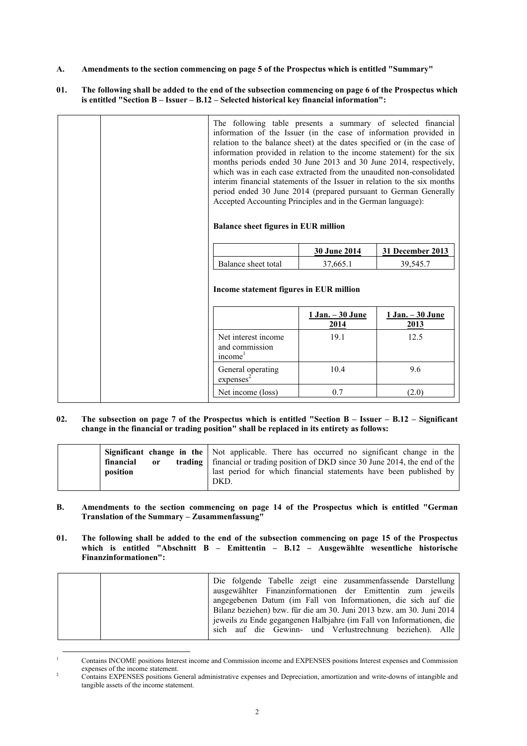**A. Amendments to the section commencing on page 5 of the Prospectus which is entitled "Summary"**

**01. The following shall be added to the end of the subsection commencing on page 6 of the Prospectus which is entitled "Section B – Issuer – B.12 – Selected historical key financial information":**

The following table presents a summary of selected financial information of the Issuer (in the case of information provided in relation to the balance sheet) at the dates specified or (in the case of information provided in relation to the income statement) for the six months periods ended 30 June 2013 and 30 June 2014, respectively, which was in each case extracted from the unaudited non-consolidated interim financial statements of the Issuer in relation to the six months period ended 30 June 2014 (prepared pursuant to German Generally Accepted Accounting Principles and in the German language):

**Balance sheet figures in EUR million**

| | 30 June 2014 | 31 December 2013 |
|---|---|---|
| Balance sheet total | 37,665.1 | 39,545.7 |

**Income statement figures in EUR million**

| | 1 Jan. – 30 June 2014 | 1 Jan. – 30 June 2013 |
|---|---|---|
| Net interest income and commission income[1] | 19.1 | 12.5 |
| General operating expenses[2] | 10.4 | 9.6 |
| Net income (loss) | 0.7 | (2.0) |

**02. The subsection on page 7 of the Prospectus which is entitled "Section B – Issuer – B.12 – Significant change in the financial or trading position" shall be replaced in its entirety as follows:**

| | | |
|---|---|---|
| | **Significant change in the financial or trading position** | Not applicable. There has occurred no significant change in the financial or trading position of DKD since 30 June 2014, the end of the last period for which financial statements have been published by DKD. |

**B. Amendments to the section commencing on page 14 of the Prospectus which is entitled "German Translation of the Summary – Zusammenfassung"**

**01. The following shall be added to the end of the subsection commencing on page 15 of the Prospectus which is entitled "Abschnitt B – Emittentin – B.12 – Ausgewählte wesentliche historische Finanzinformationen":**

Die folgende Tabelle zeigt eine zusammenfassende Darstellung ausgewählter Finanzinformationen der Emittentin zum jeweils angegebenen Datum (im Fall von Informationen, die sich auf die Bilanz beziehen) bzw. für die am 30. Juni 2013 bzw. am 30. Juni 2014 jeweils zu Ende gegangenen Halbjahre (im Fall von Informationen, die sich auf die Gewinn- und Verlustrechnung beziehen). Alle

---

[1] Contains INCOME positions Interest income and Commission income and EXPENSES positions Interest expenses and Commission expenses of the income statement.

[2] Contains EXPENSES positions General administrative expenses and Depreciation, amortization and write-downs of intangible and tangible assets of the income statement.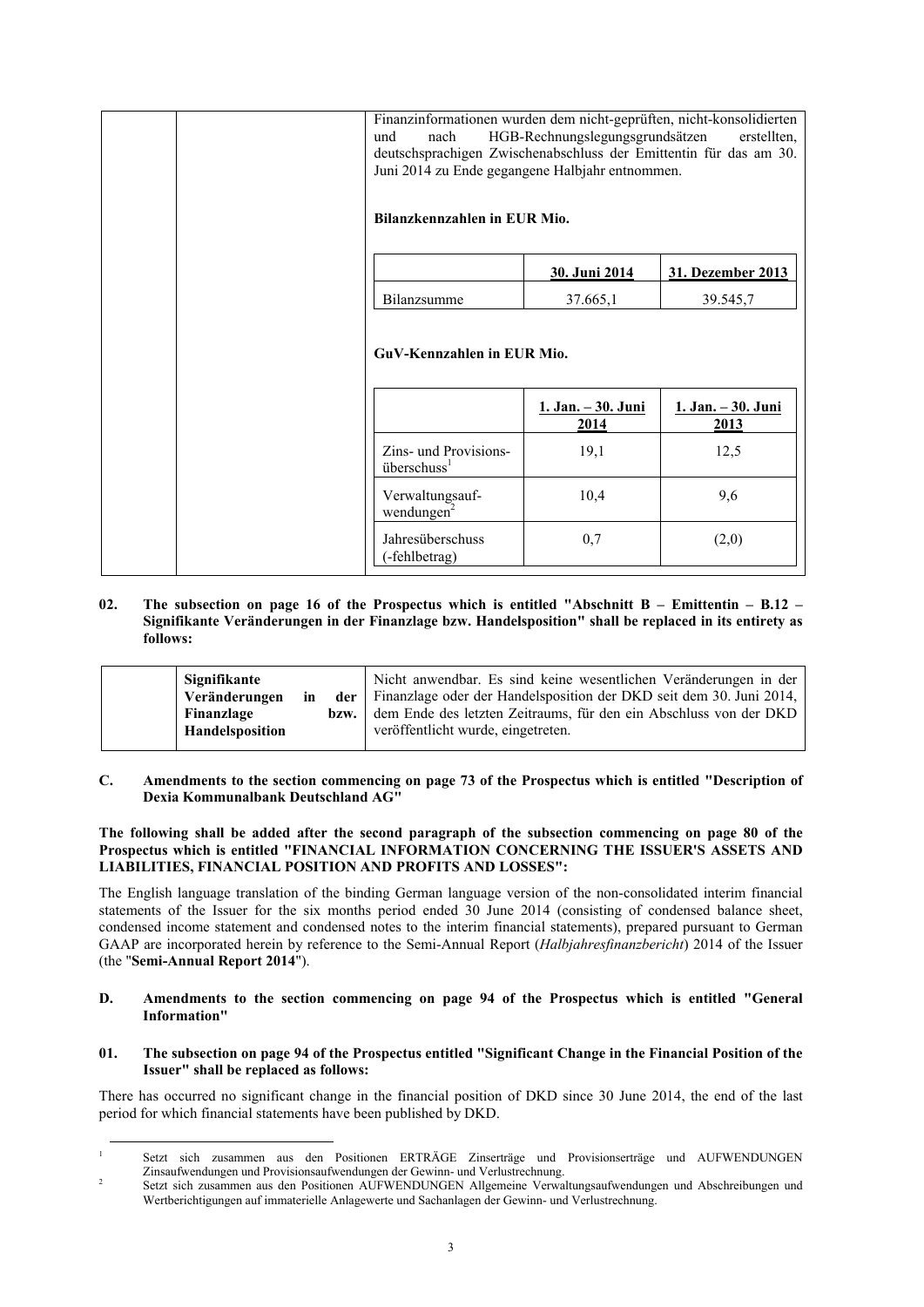Finanzinformationen wurden dem nicht-geprüften, nicht-konsolidierten und nach HGB-Rechnungslegungsgrundsätzen erstellten, deutschsprachigen Zwischenabschluss der Emittentin für das am 30. Juni 2014 zu Ende gegangene Halbjahr entnommen.

**Bilanzkennzahlen in EUR Mio.**

| | 30. Juni 2014 | 31. Dezember 2013 |
|---|---|---|
| Bilanzsumme | 37.665,1 | 39.545,7 |

**GuV-Kennzahlen in EUR Mio.**

| | 1. Jan. – 30. Juni 2014 | 1. Jan. – 30. Juni 2013 |
|---|---|---|
| Zins- und Provisions­überschuss[1] | 19,1 | 12,5 |
| Verwaltungsauf­wendungen[2] | 10,4 | 9,6 |
| Jahresüberschuss (-fehlbetrag) | 0,7 | (2,0) |

**02. The subsection on page 16 of the Prospectus which is entitled "Abschnitt B – Emittentin – B.12 – Signifikante Veränderungen in der Finanzlage bzw. Handelsposition" shall be replaced in its entirety as follows:**

| | | |
|---|---|---|
| | **Signifikante Veränderungen in der Finanzlage bzw. Handelsposition** | Nicht anwendbar. Es sind keine wesentlichen Veränderungen in der Finanzlage oder der Handelsposition der DKD seit dem 30. Juni 2014, dem Ende des letzten Zeitraums, für den ein Abschluss von der DKD veröffentlicht wurde, eingetreten. |

**C. Amendments to the section commencing on page 73 of the Prospectus which is entitled "Description of Dexia Kommunalbank Deutschland AG"**

**The following shall be added after the second paragraph of the subsection commencing on page 80 of the Prospectus which is entitled "FINANCIAL INFORMATION CONCERNING THE ISSUER'S ASSETS AND LIABILITIES, FINANCIAL POSITION AND PROFITS AND LOSSES":**

The English language translation of the binding German language version of the non-consolidated interim financial statements of the Issuer for the six months period ended 30 June 2014 (consisting of condensed balance sheet, condensed income statement and condensed notes to the interim financial statements), prepared pursuant to German GAAP are incorporated herein by reference to the Semi-Annual Report (*Halbjahresfinanzbericht*) 2014 of the Issuer (the "**Semi-Annual Report 2014**").

**D. Amendments to the section commencing on page 94 of the Prospectus which is entitled "General Information"**

**01. The subsection on page 94 of the Prospectus entitled "Significant Change in the Financial Position of the Issuer" shall be replaced as follows:**

There has occurred no significant change in the financial position of DKD since 30 June 2014, the end of the last period for which financial statements have been published by DKD.

[1] Setzt sich zusammen aus den Positionen ERTRÄGE Zinserträge und Provisionserträge und AUFWENDUNGEN Zinsaufwendungen und Provisionsaufwendungen der Gewinn- und Verlustrechnung.

[2] Setzt sich zusammen aus den Positionen AUFWENDUNGEN Allgemeine Verwaltungsaufwendungen und Abschreibungen und Wertberichtigungen auf immaterielle Anlagewerte und Sachanlagen der Gewinn- und Verlustrechnung.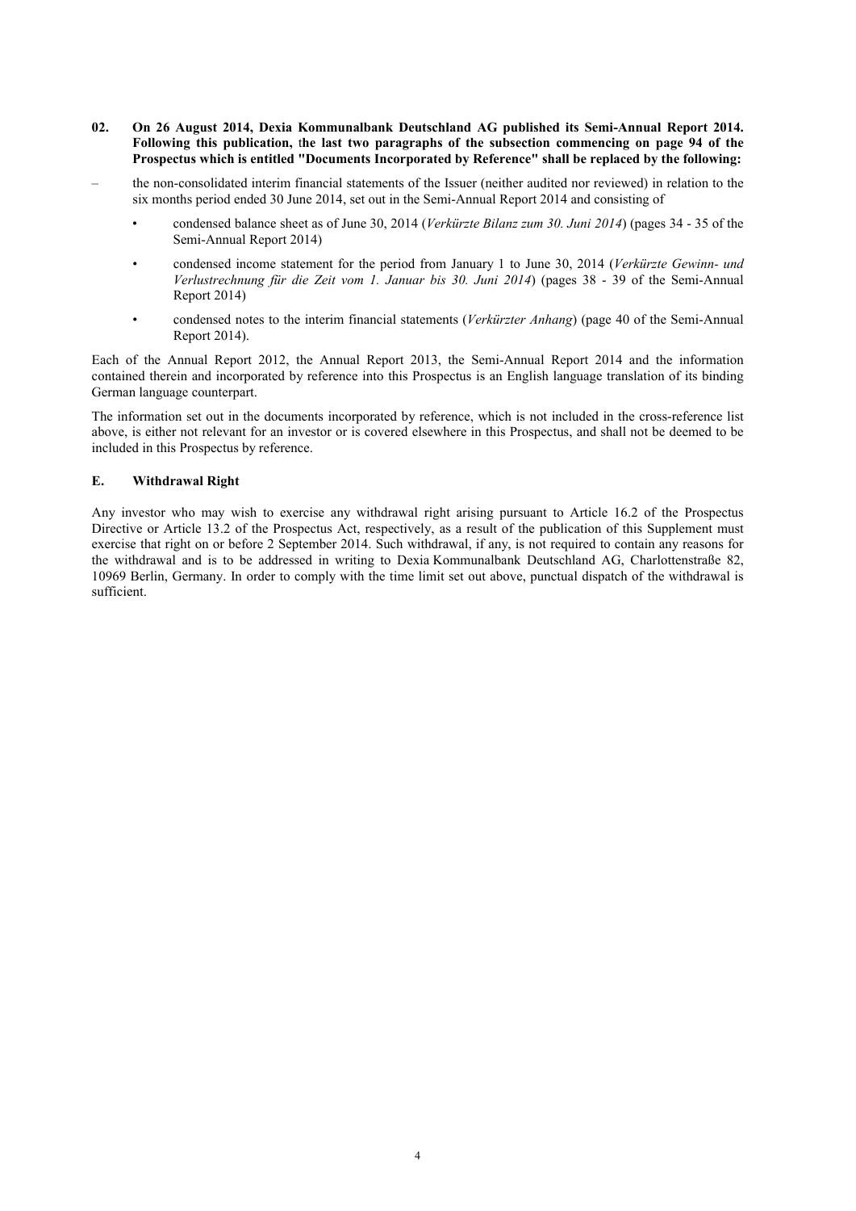**02. On 26 August 2014, Dexia Kommunalbank Deutschland AG published its Semi-Annual Report 2014. Following this publication, the last two paragraphs of the subsection commencing on page 94 of the Prospectus which is entitled "Documents Incorporated by Reference" shall be replaced by the following:**

– the non-consolidated interim financial statements of the Issuer (neither audited nor reviewed) in relation to the six months period ended 30 June 2014, set out in the Semi-Annual Report 2014 and consisting of

  - condensed balance sheet as of June 30, 2014 (*Verkürzte Bilanz zum 30. Juni 2014*) (pages 34 - 35 of the Semi-Annual Report 2014)
  - condensed income statement for the period from January 1 to June 30, 2014 (*Verkürzte Gewinn- und Verlustrechnung für die Zeit vom 1. Januar bis 30. Juni 2014*) (pages 38 - 39 of the Semi-Annual Report 2014)
  - condensed notes to the interim financial statements (*Verkürzter Anhang*) (page 40 of the Semi-Annual Report 2014).

Each of the Annual Report 2012, the Annual Report 2013, the Semi-Annual Report 2014 and the information contained therein and incorporated by reference into this Prospectus is an English language translation of its binding German language counterpart.

The information set out in the documents incorporated by reference, which is not included in the cross-reference list above, is either not relevant for an investor or is covered elsewhere in this Prospectus, and shall not be deemed to be included in this Prospectus by reference.

### E. Withdrawal Right

Any investor who may wish to exercise any withdrawal right arising pursuant to Article 16.2 of the Prospectus Directive or Article 13.2 of the Prospectus Act, respectively, as a result of the publication of this Supplement must exercise that right on or before 2 September 2014. Such withdrawal, if any, is not required to contain any reasons for the withdrawal and is to be addressed in writing to Dexia Kommunalbank Deutschland AG, Charlottenstraße 82, 10969 Berlin, Germany. In order to comply with the time limit set out above, punctual dispatch of the withdrawal is sufficient.